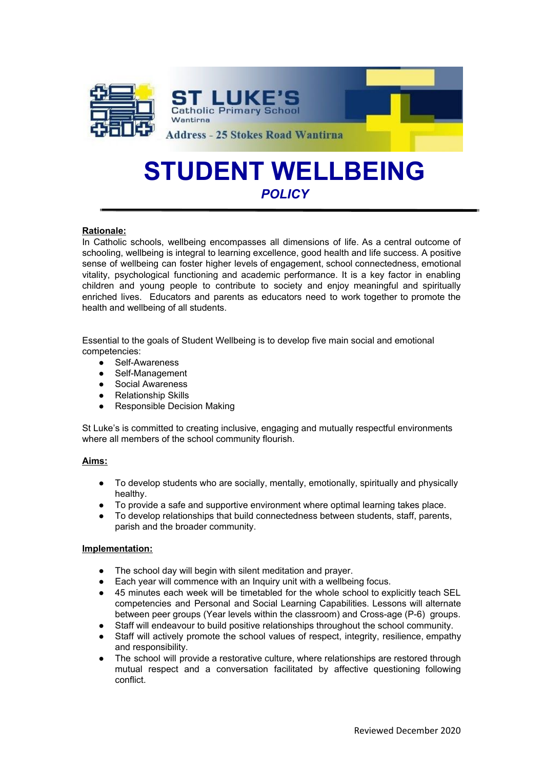ST LUKE'S

Catholic Primary School

Wantirna

Address - 25 Stokes Road Wantirna

# STUDENT WELLBEING

## *POLICY*

**Rationale:**

In Catholic schools, wellbeing encompasses all dimensions of life. As a central outcome of schooling, wellbeing is integral to learning excellence, good health and life success. A positive sense of wellbeing can foster higher levels of engagement, school connectedness, emotional vitality, psychological functioning and academic performance. It is a key factor in enabling children and young people to contribute to society and enjoy meaningful and spiritually enriched lives. Educators and parents as educators need to work together to promote the health and wellbeing of all students.

Essential to the goals of Student Wellbeing is to develop five main social and emotional competencies:

- Self-Awareness
- Self-Management
- Social Awareness
- Relationship Skills
- Responsible Decision Making

St Luke's is committed to creating inclusive, engaging and mutually respectful environments where all members of the school community flourish.

**Aims:**

- To develop students who are socially, mentally, emotionally, spiritually and physically healthy.
- To provide a safe and supportive environment where optimal learning takes place.
- To develop relationships that build connectedness between students, staff, parents, parish and the broader community.

**Implementation:**

- The school day will begin with silent meditation and prayer.
- Each year will commence with an Inquiry unit with a wellbeing focus.
- 45 minutes each week will be timetabled for the whole school to explicitly teach SEL competencies and Personal and Social Learning Capabilities. Lessons will alternate between peer groups (Year levels within the classroom) and Cross-age (P-6) groups.
- Staff will endeavour to build positive relationships throughout the school community.
- Staff will actively promote the school values of respect, integrity, resilience, empathy and responsibility.
- The school will provide a restorative culture, where relationships are restored through mutual respect and a conversation facilitated by affective questioning following conflict.

Reviewed December 2020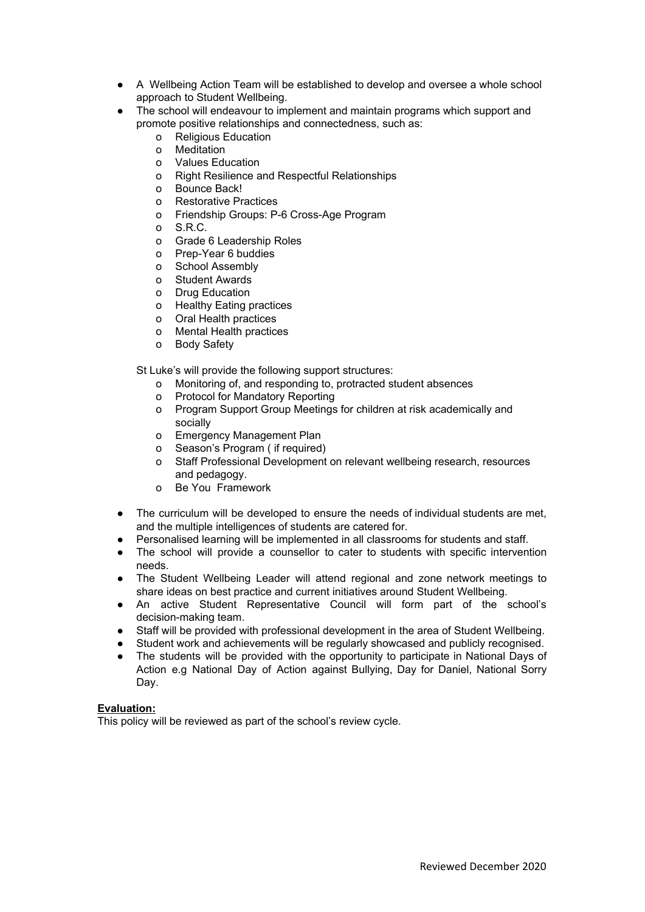- A Wellbeing Action Team will be established to develop and oversee a whole school approach to Student Wellbeing.
- The school will endeavour to implement and maintain programs which support and promote positive relationships and connectedness, such as:
    - Religious Education
    - Meditation
    - Values Education
    - Right Resilience and Respectful Relationships
    - Bounce Back!
    - Restorative Practices
    - Friendship Groups: P-6 Cross-Age Program
    - S.R.C.
    - Grade 6 Leadership Roles
    - Prep-Year 6 buddies
    - School Assembly
    - Student Awards
    - Drug Education
    - Healthy Eating practices
    - Oral Health practices
    - Mental Health practices
    - Body Safety

  St Luke's will provide the following support structures:
    - Monitoring of, and responding to, protracted student absences
    - Protocol for Mandatory Reporting
    - Program Support Group Meetings for children at risk academically and socially
    - Emergency Management Plan
    - Season's Program ( if required)
    - Staff Professional Development on relevant wellbeing research, resources and pedagogy.
    - Be You Framework

- The curriculum will be developed to ensure the needs of individual students are met, and the multiple intelligences of students are catered for.
- Personalised learning will be implemented in all classrooms for students and staff.
- The school will provide a counsellor to cater to students with specific intervention needs.
- The Student Wellbeing Leader will attend regional and zone network meetings to share ideas on best practice and current initiatives around Student Wellbeing.
- An active Student Representative Council will form part of the school's decision-making team.
- Staff will be provided with professional development in the area of Student Wellbeing.
- Student work and achievements will be regularly showcased and publicly recognised.
- The students will be provided with the opportunity to participate in National Days of Action e.g National Day of Action against Bullying, Day for Daniel, National Sorry Day.

**Evaluation:**

This policy will be reviewed as part of the school's review cycle.

Reviewed December 2020